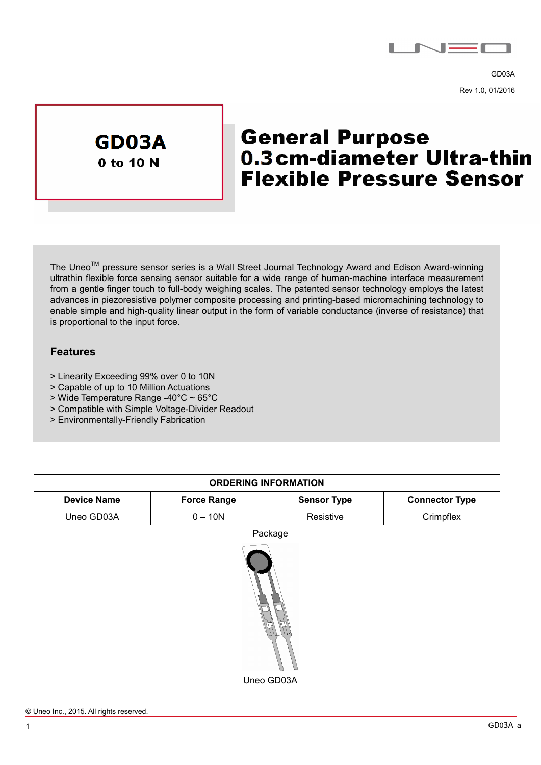GD03A

Rev 1.0, 01/2016

# GD03A

**0 to 10 N**

# General Purpose 0.3cm-diameter Ultra-thin Flexible Pressure Sensor

The Unneo[TM] pressure sensor series is a Wall Street Journal Technology Award and Edison Award-winning ultrathin flexible force sensing sensor suitable for a wide range of human-machine interface measurement from a gentle finger touch to full-body weighing scales. The patented sensor technology employs the latest advances in piezoresistive polymer composite processing and printing-based micromachining technology to enable simple and high-quality linear output in the form of variable conductance (inverse of resistance) that is proportional to the input force.

## Features

> Linearity Exceeding 99% over 0 to 10N
> Capable of up to 10 Million Actuations
> Wide Temperature Range -40°C ~ 65°C
> Compatible with Simple Voltage-Divider Readout
> Environmentally-Friendly Fabrication

| ORDERING INFORMATION | | | |
|---|---|---|---|
| **Device Name** | **Force Range** | **Sensor Type** | **Connector Type** |
| Uneo GD03A | 0 – 10N | Resistive | Crimpflex |

Package

Uneo GD03A

© Uneo Inc., 2015. All rights reserved.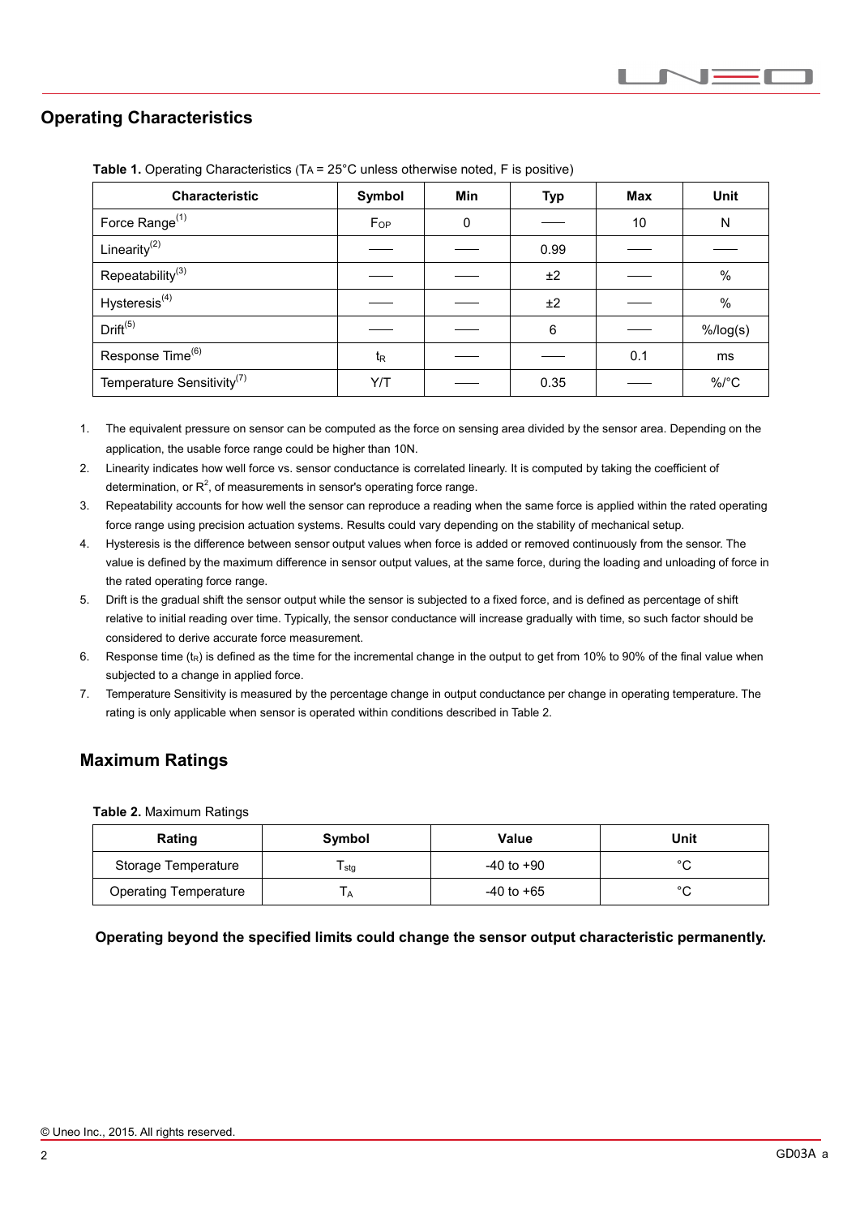## Operating Characteristics

**Table 1.** Operating Characteristics ($T_A$ = 25°C unless otherwise noted, F is positive)

| Characteristic | Symbol | Min | Typ | Max | Unit |
|---|---|---|---|---|---|
| Force Range[1] | $F_{OP}$ | 0 | —— | 10 | N |
| Linearity[2] | —— | —— | 0.99 | —— | —— |
| Repeatability[3] | —— | —— | ±2 | —— | % |
| Hysteresis[4] | —— | —— | ±2 | —— | % |
| Drift[5] | —— | —— | 6 | —— | %/log(s) |
| Response Time[6] | $t_R$ | —— | —— | 0.1 | ms |
| Temperature Sensitivity[7] | Y/T | —— | 0.35 | —— | %/°C |

1. The equivalent pressure on sensor can be computed as the force on sensing area divided by the sensor area. Depending on the application, the usable force range could be higher than 10N.
2. Linearity indicates how well force vs. sensor conductance is correlated linearly. It is computed by taking the coefficient of determination, or $R^2$, of measurements in sensor's operating force range.
3. Repeatability accounts for how well the sensor can reproduce a reading when the same force is applied within the rated operating force range using precision actuation systems. Results could vary depending on the stability of mechanical setup.
4. Hysteresis is the difference between sensor output values when force is added or removed continuously from the sensor. The value is defined by the maximum difference in sensor output values, at the same force, during the loading and unloading of force in the rated operating force range.
5. Drift is the gradual shift the sensor output while the sensor is subjected to a fixed force, and is defined as percentage of shift relative to initial reading over time. Typically, the sensor conductance will increase gradually with time, so such factor should be considered to derive accurate force measurement.
6. Response time ($t_R$) is defined as the time for the incremental change in the output to get from 10% to 90% of the final value when subjected to a change in applied force.
7. Temperature Sensitivity is measured by the percentage change in output conductance per change in operating temperature. The rating is only applicable when sensor is operated within conditions described in Table 2.

## Maximum Ratings

**Table 2.** Maximum Ratings

| Rating | Symbol | Value | Unit |
|---|---|---|---|
| Storage Temperature | $T_{stg}$ | -40 to +90 | °C |
| Operating Temperature | $T_A$ | -40 to +65 | °C |

**Operating beyond the specified limits could change the sensor output characteristic permanently.**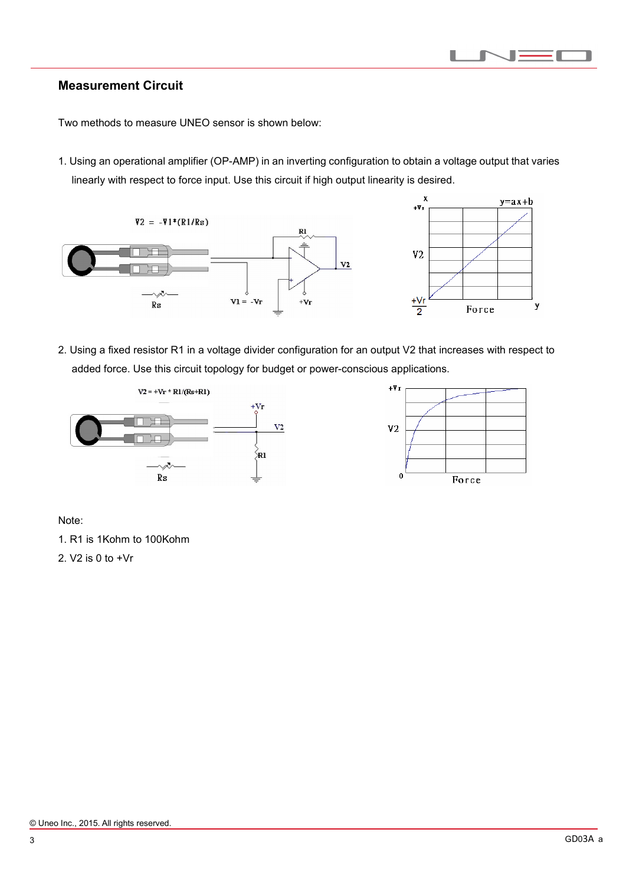## Measurement Circuit

Two methods to measure UNEO sensor is shown below:

1. Using an operational amplifier (OP-AMP) in an inverting configuration to obtain a voltage output that varies linearly with respect to force input. Use this circuit if high output linearity is desired.

$V2 = -V1*(R1/Rs)$

2. Using a fixed resistor R1 in a voltage divider configuration for an output V2 that increases with respect to added force. Use this circuit topology for budget or power-conscious applications.

$V2 = +Vr * R1/(Rs+R1)$

Note:

1. R1 is 1Kohm to 100Kohm
2. V2 is 0 to +Vr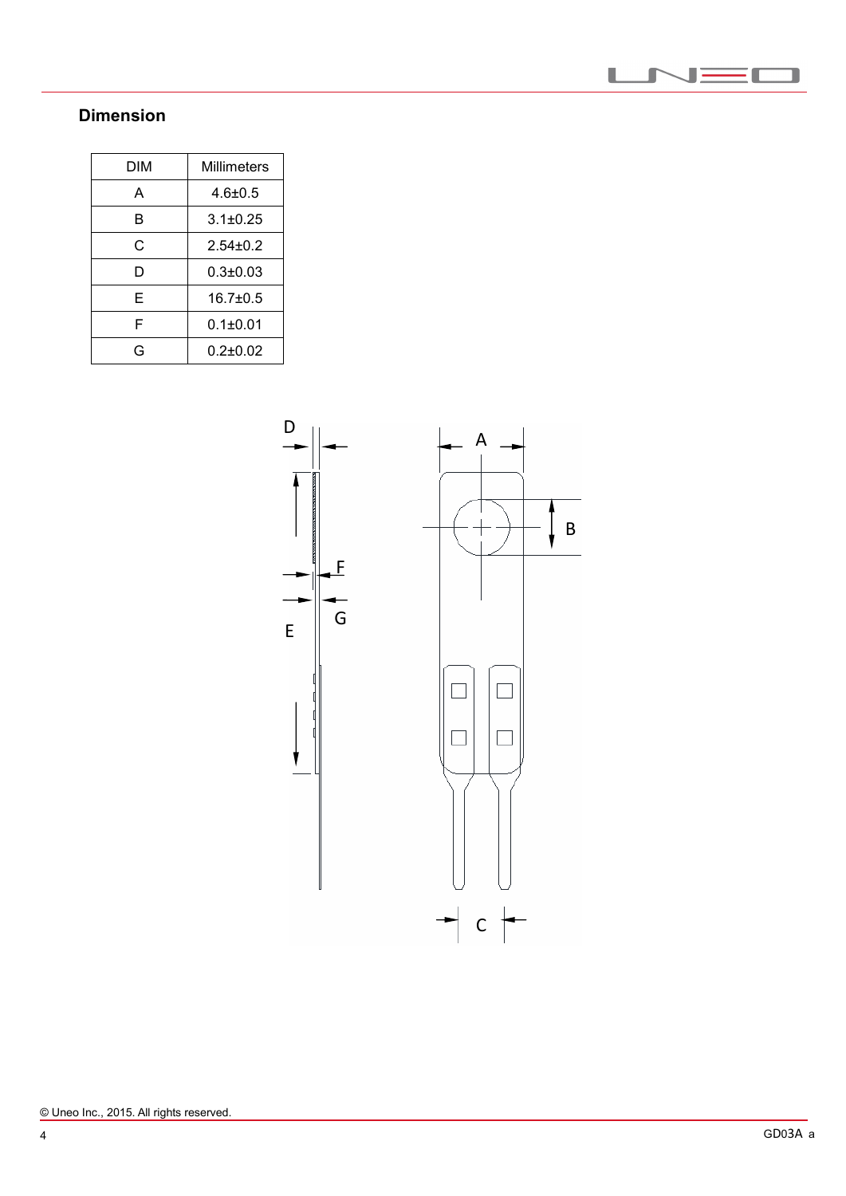## Dimension

| DIM | Millimeters |
|---|---|
| A | 4.6±0.5 |
| B | 3.1±0.25 |
| C | 2.54±0.2 |
| D | 0.3±0.03 |
| E | 16.7±0.5 |
| F | 0.1±0.01 |
| G | 0.2±0.02 |

© Uneo Inc., 2015. All rights reserved.

GD03A a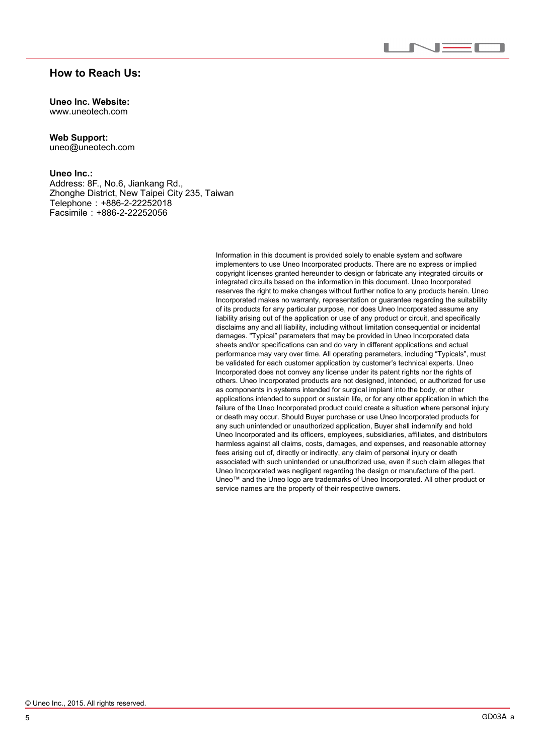## How to Reach Us:

**Uneo Inc. Website:**
www.uneotech.com

**Web Support:**
uneo@uneotech.com

**Uneo Inc.:**
Address: 8F., No.6, Jiankang Rd.,
Zhonghe District, New Taipei City 235, Taiwan
Telephone：+886-2-22252018
Facsimile：+886-2-22252056

Information in this document is provided solely to enable system and software implementers to use Uneo Incorporated products. There are no express or implied copyright licenses granted hereunder to design or fabricate any integrated circuits or integrated circuits based on the information in this document. Uneo Incorporated reserves the right to make changes without further notice to any products herein. Uneo Incorporated makes no warranty, representation or guarantee regarding the suitability of its products for any particular purpose, nor does Uneo Incorporated assume any liability arising out of the application or use of any product or circuit, and specifically disclaims any and all liability, including without limitation consequential or incidental damages. "Typical" parameters that may be provided in Uneo Incorporated data sheets and/or specifications can and do vary in different applications and actual performance may vary over time. All operating parameters, including "Typicals", must be validated for each customer application by customer's technical experts. Uneo Incorporated does not convey any license under its patent rights nor the rights of others. Uneo Incorporated products are not designed, intended, or authorized for use as components in systems intended for surgical implant into the body, or other applications intended to support or sustain life, or for any other application in which the failure of the Uneo Incorporated product could create a situation where personal injury or death may occur. Should Buyer purchase or use Uneo Incorporated products for any such unintended or unauthorized application, Buyer shall indemnify and hold Uneo Incorporated and its officers, employees, subsidiaries, affiliates, and distributors harmless against all claims, costs, damages, and expenses, and reasonable attorney fees arising out of, directly or indirectly, any claim of personal injury or death associated with such unintended or unauthorized use, even if such claim alleges that Uneo Incorporated was negligent regarding the design or manufacture of the part. Uneo™ and the Uneo logo are trademarks of Uneo Incorporated. All other product or service names are the property of their respective owners.

© Uneo Inc., 2015. All rights reserved.